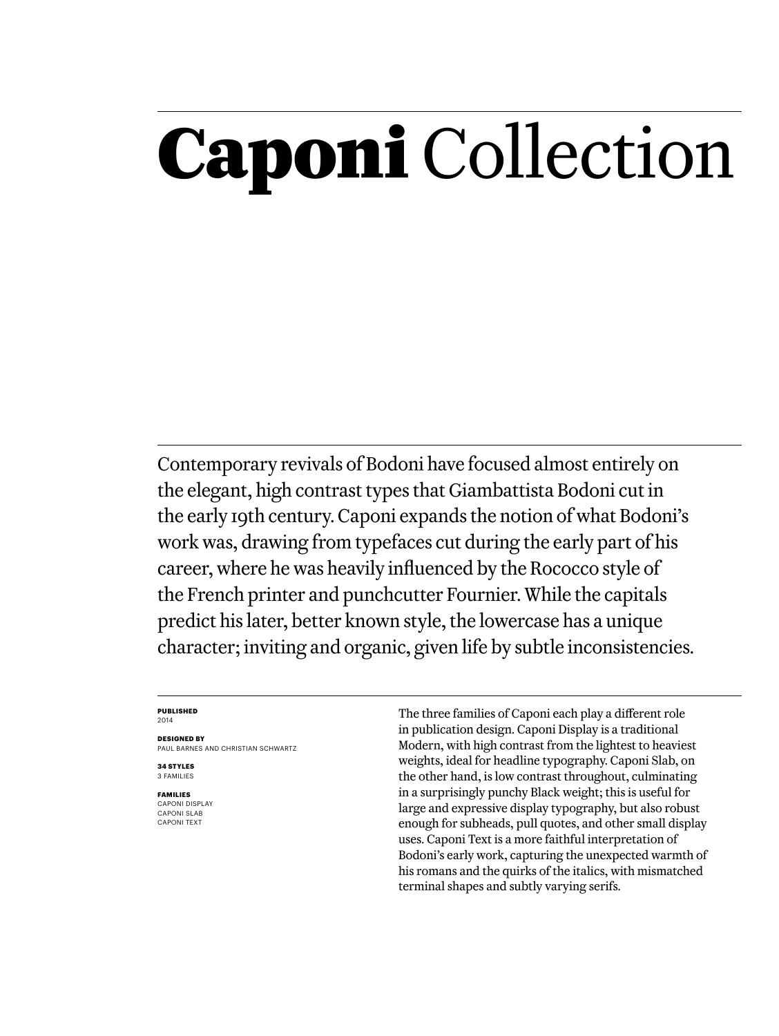# **Caponi** Collection

Contemporary revivals of Bodoni have focused almost entirely on the elegant, high contrast types that Giambattista Bodoni cut in the early 19th century. Caponi expands the notion of what Bodoni's work was, drawing from typefaces cut during the early part of his career, where he was heavily influenced by the Rococco style of the French printer and punchcutter Fournier. While the capitals predict his later, better known style, the lowercase has a unique character; inviting and organic, given life by subtle inconsistencies.

**PUBLISHED**
2014

**DESIGNED BY**
PAUL BARNES AND CHRISTIAN SCHWARTZ

**34 STYLES**
3 FAMILIES

**FAMILIES**
CAPONI DISPLAY
CAPONI SLAB
CAPONI TEXT

The three families of Caponi each play a different role in publication design. Caponi Display is a traditional Modern, with high contrast from the lightest to heaviest weights, ideal for headline typography. Caponi Slab, on the other hand, is low contrast throughout, culminating in a surprisingly punchy Black weight; this is useful for large and expressive display typography, but also robust enough for subheads, pull quotes, and other small display uses. Caponi Text is a more faithful interpretation of Bodoni's early work, capturing the unexpected warmth of his romans and the quirks of the italics, with mismatched terminal shapes and subtly varying serifs.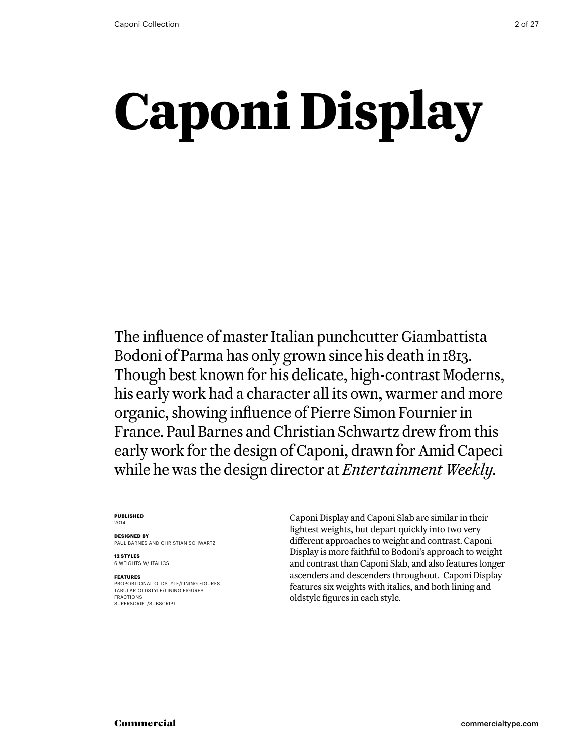# Caponi Display

The influence of master Italian punchcutter Giambattista Bodoni of Parma has only grown since his death in 1813. Though best known for his delicate, high-contrast Moderns, his early work had a character all its own, warmer and more organic, showing influence of Pierre Simon Fournier in France. Paul Barnes and Christian Schwartz drew from this early work for the design of Caponi, drawn for Amid Capeci while he was the design director at *Entertainment Weekly*.

**PUBLISHED**
2014

**DESIGNED BY**
PAUL BARNES AND CHRISTIAN SCHWARTZ

**12 STYLES**
6 WEIGHTS W/ ITALICS

**FEATURES**
PROPORTIONAL OLDSTYLE/LINING FIGURES
TABULAR OLDSTYLE/LINING FIGURES
FRACTIONS
SUPERSCRIPT/SUBSCRIPT

Caponi Display and Caponi Slab are similar in their lightest weights, but depart quickly into two very different approaches to weight and contrast. Caponi Display is more faithful to Bodoni's approach to weight and contrast than Caponi Slab, and also features longer ascenders and descenders throughout. Caponi Display features six weights with italics, and both lining and oldstyle figures in each style.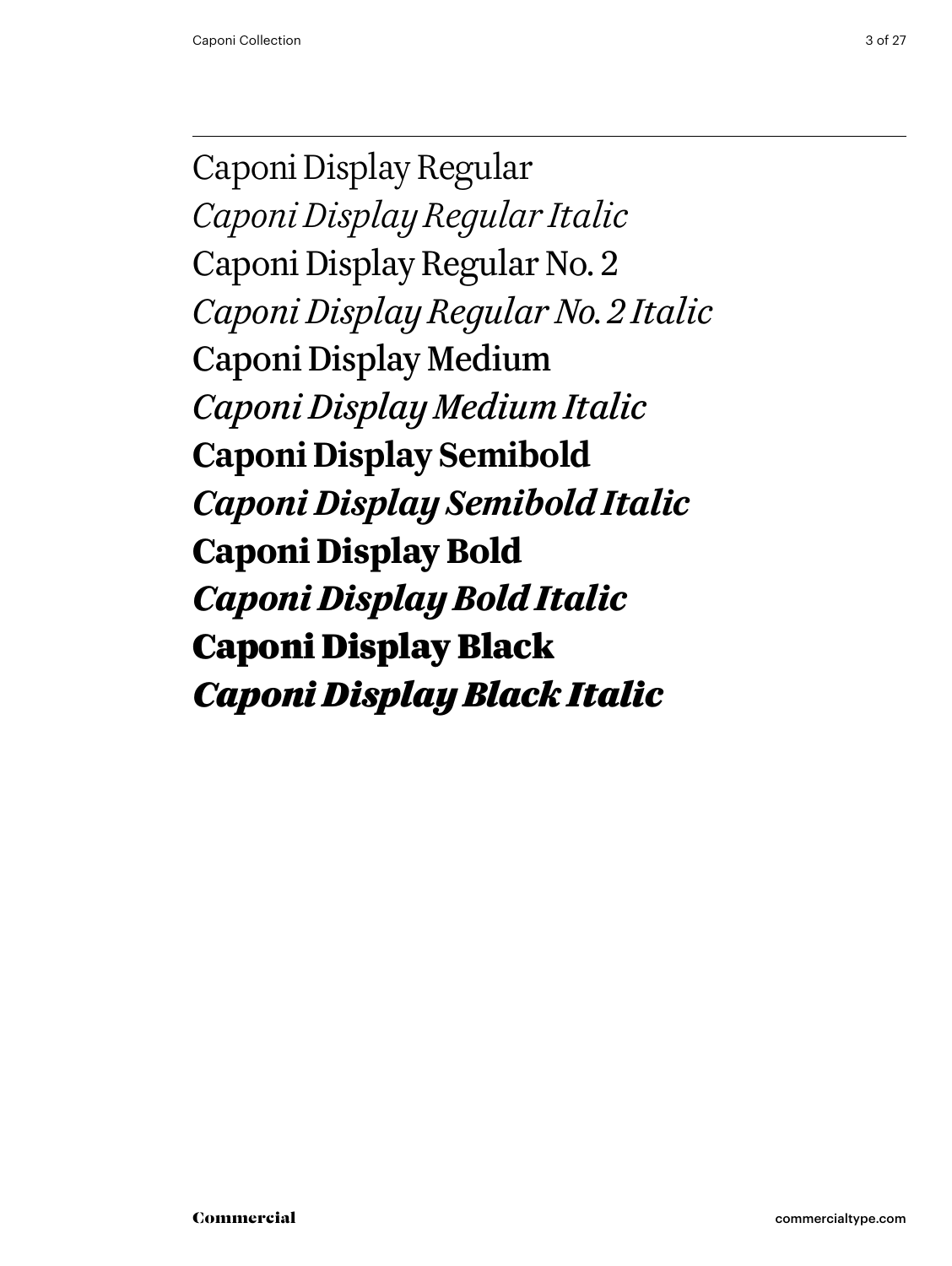Caponi Display Regular

*Caponi Display Regular Italic*

Caponi Display Regular No. 2

*Caponi Display Regular No. 2 Italic*

Caponi Display Medium

*Caponi Display Medium Italic*

**Caponi Display Semibold**

***Caponi Display Semibold Italic***

**Caponi Display Bold**

***Caponi Display Bold Italic***

**Caponi Display Black**

***Caponi Display Black Italic***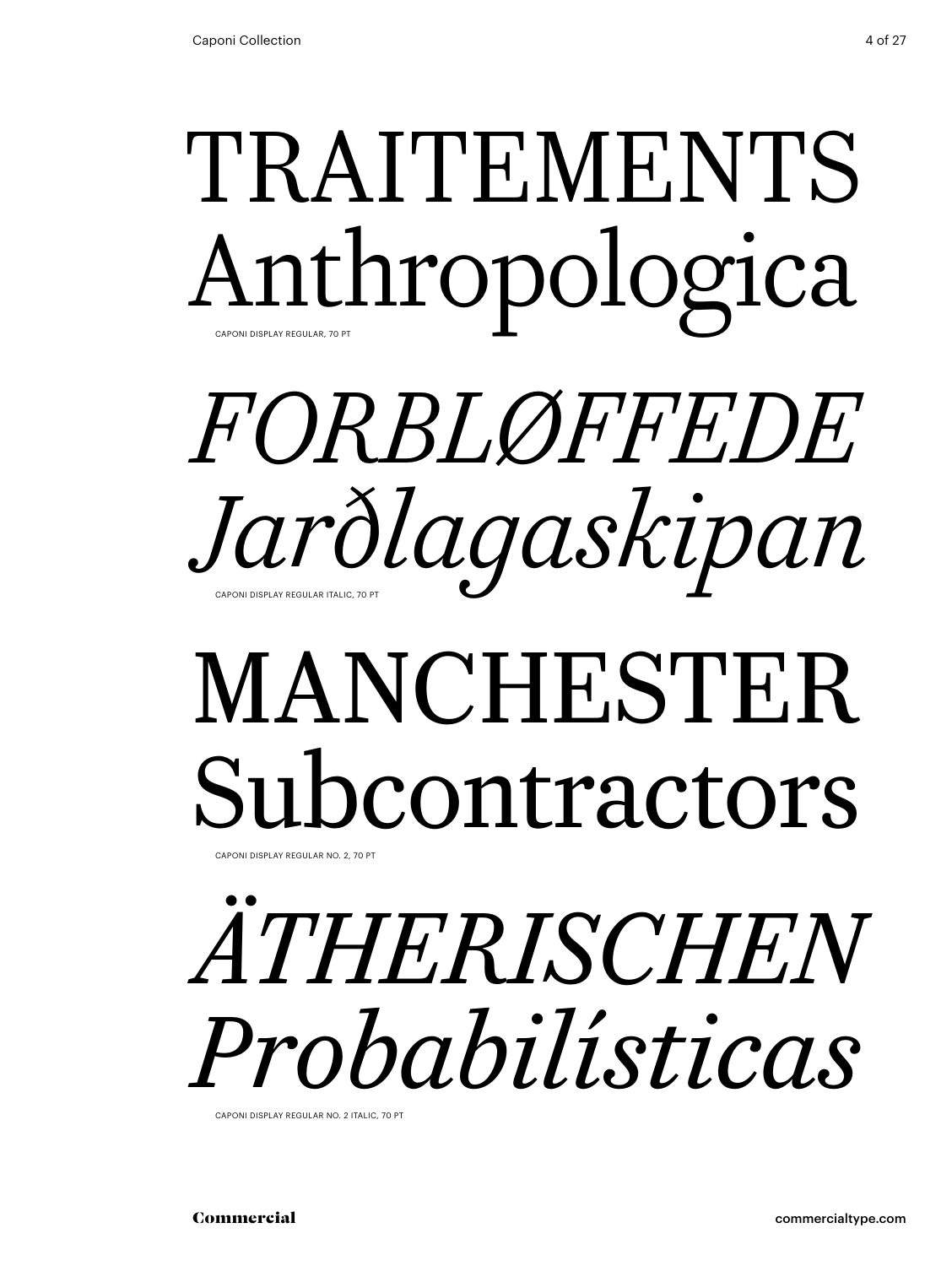TRAITEMENTS
Anthropologica

CAPONI DISPLAY REGULAR, 70 PT

*FORBLØFFEDE*
*Jarðlagaskipan*

CAPONI DISPLAY REGULAR ITALIC, 70 PT

MANCHESTER
Subcontractors

CAPONI DISPLAY REGULAR NO. 2, 70 PT

*ÄTHERISCHEN*
*Probabilísticas*

CAPONI DISPLAY REGULAR NO. 2 ITALIC, 70 PT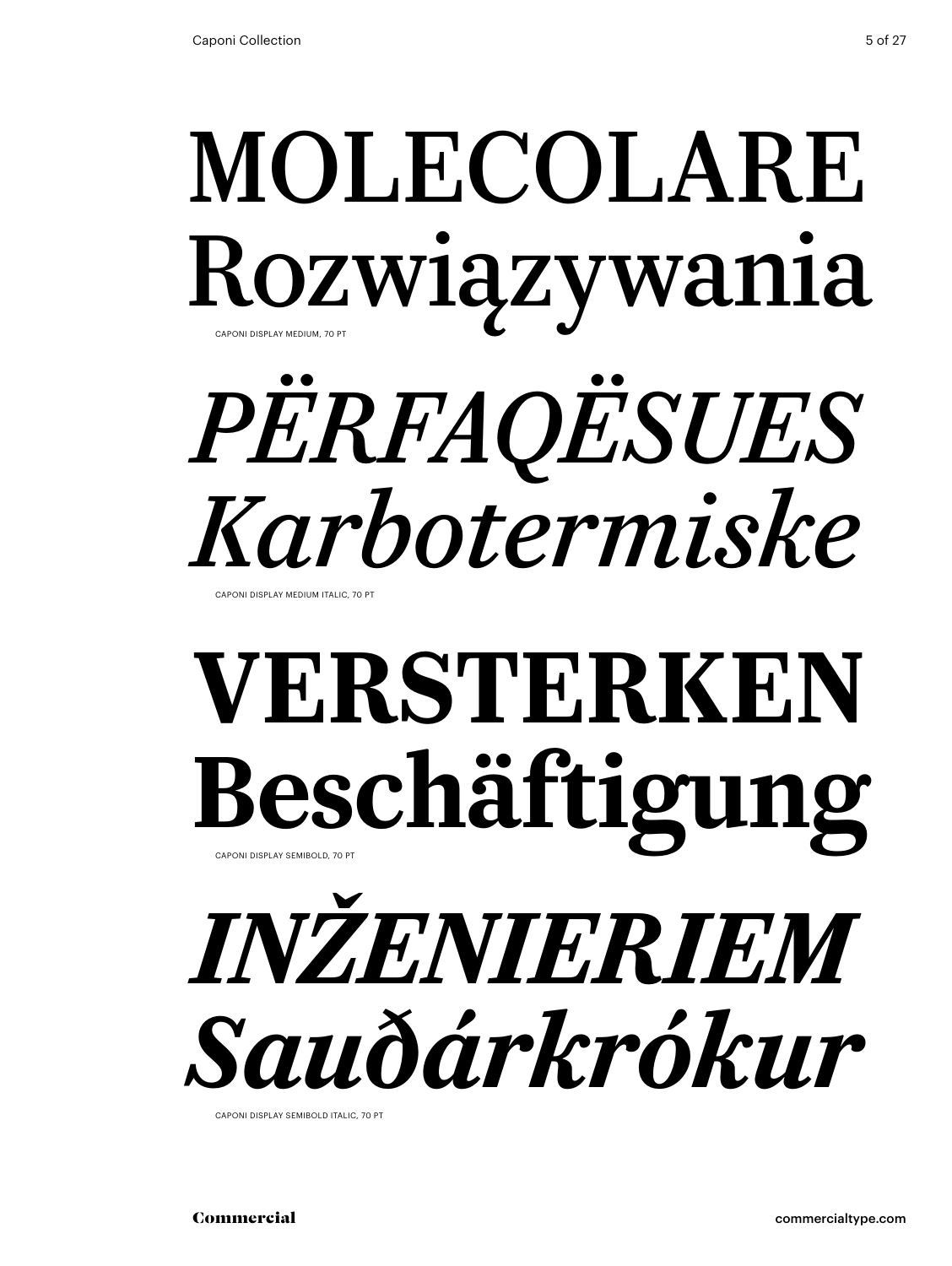MOLECOLARE
Rozwiązywania

CAPONI DISPLAY MEDIUM, 70 PT

*PËRFAQËSUES*
*Karbotermiske*

CAPONI DISPLAY MEDIUM ITALIC, 70 PT

**VERSTERKEN**
**Beschäftigung**

CAPONI DISPLAY SEMIBOLD, 70 PT

***INŽENIERIEM***
***Sauðárkrókur***

CAPONI DISPLAY SEMIBOLD ITALIC, 70 PT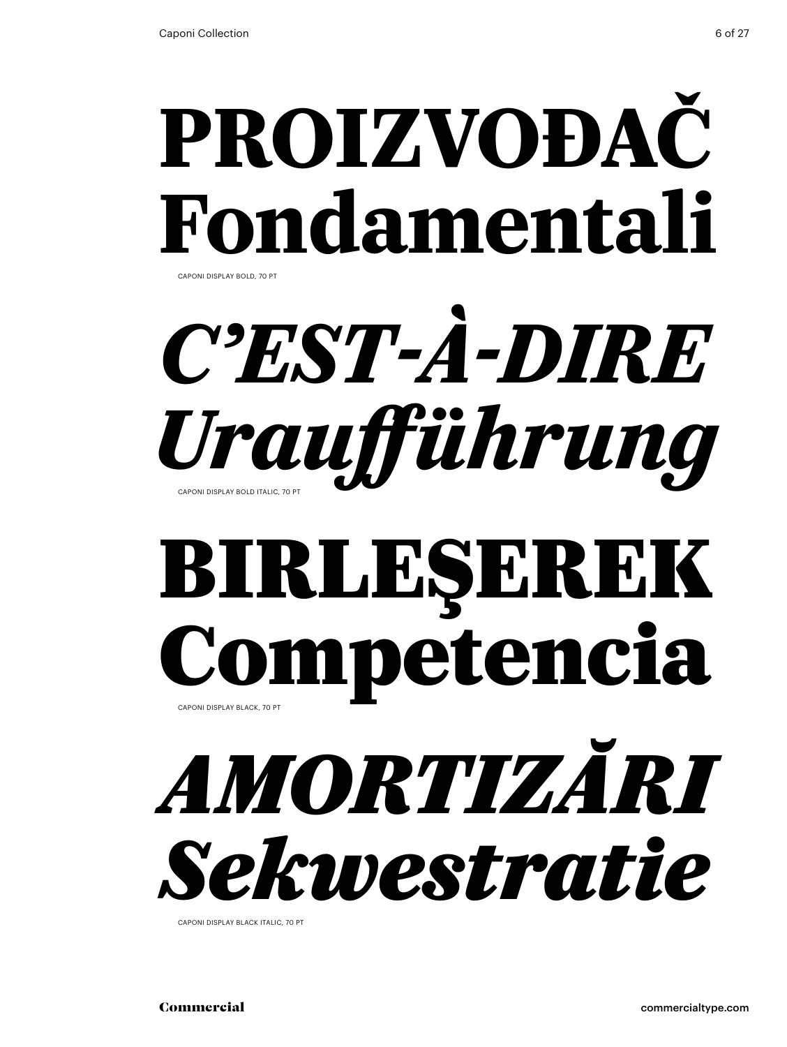**PROIZVOĐAČ**
**Fondamentali**

CAPONI DISPLAY BOLD, 70 PT

***C'EST-À-DIRE***
***Uraufführung***

CAPONI DISPLAY BOLD ITALIC, 70 PT

**BIRLEŞEREK**
**Competencia**

CAPONI DISPLAY BLACK, 70 PT

***AMORTIZĂRI***
***Sekwestratie***

CAPONI DISPLAY BLACK ITALIC, 70 PT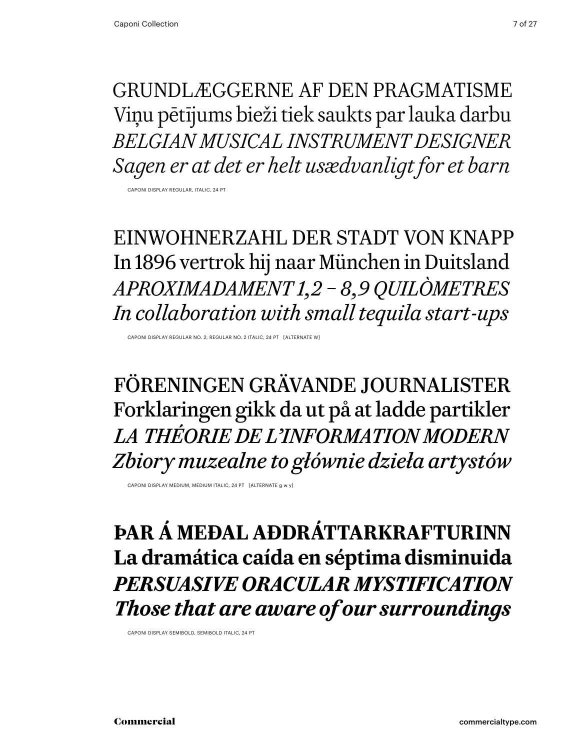GRUNDLÆGGERNE AF DEN PRAGMATISME
Viņu pētījums bieži tiek saukts par lauka darbu
*BELGIAN MUSICAL INSTRUMENT DESIGNER*
*Sagen er at det er helt usædvanligt for et barn*

CAPONI DISPLAY REGULAR, ITALIC, 24 PT

EINWOHNERZAHL DER STADT VON KNAPP
In 1896 vertrok hij naar München in Duitsland
*APROXIMADAMENT 1,2 – 8,9 QUILÒMETRES*
*In collaboration with small tequila start-ups*

CAPONI DISPLAY REGULAR NO. 2, REGULAR NO. 2 ITALIC, 24 PT [ALTERNATE W]

FÖRENINGEN GRÄVANDE JOURNALISTER
Forklaringen gikk da ut på at ladde partikler
*LA THÉORIE DE L'INFORMATION MODERN*
*Zbiory muzealne to głównie dzieła artystów*

CAPONI DISPLAY MEDIUM, MEDIUM ITALIC, 24 PT [ALTERNATE g w y]

**ÞAR Á MEÐAL AÐDRÁTTARKRAFTURINN**
**La dramática caída en séptima disminuida**
***PERSUASIVE ORACULAR MYSTIFICATION***
***Those that are aware of our surroundings***

CAPONI DISPLAY SEMIBOLD, SEMIBOLD ITALIC, 24 PT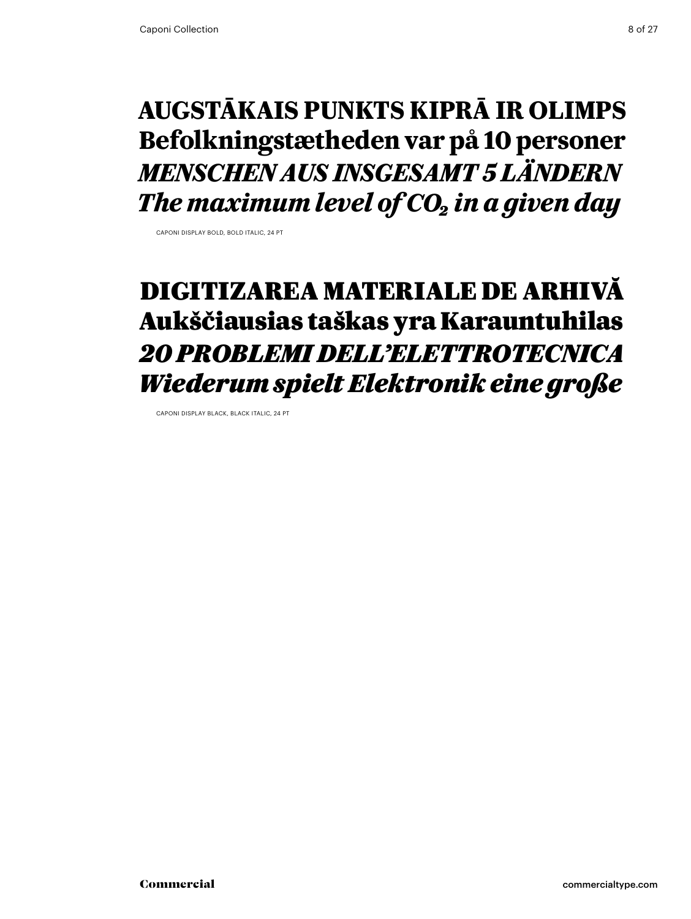**AUGSTĀKAIS PUNKTS KIPRĀ IR OLIMPS**
**Befolkningstætheden var på 10 personer**
***MENSCHEN AUS INSGESAMT 5 LÄNDERN***
***The maximum level of $CO_2$ in a given day***

CAPONI DISPLAY BOLD, BOLD ITALIC, 24 PT

**DIGITIZAREA MATERIALE DE ARHIVĂ**
**Aukščiausias taškas yra Karauntuhilas**
***20 PROBLEMI DELL’ELETTROTECNICA***
***Wiederum spielt Elektronik eine große***

CAPONI DISPLAY BLACK, BLACK ITALIC, 24 PT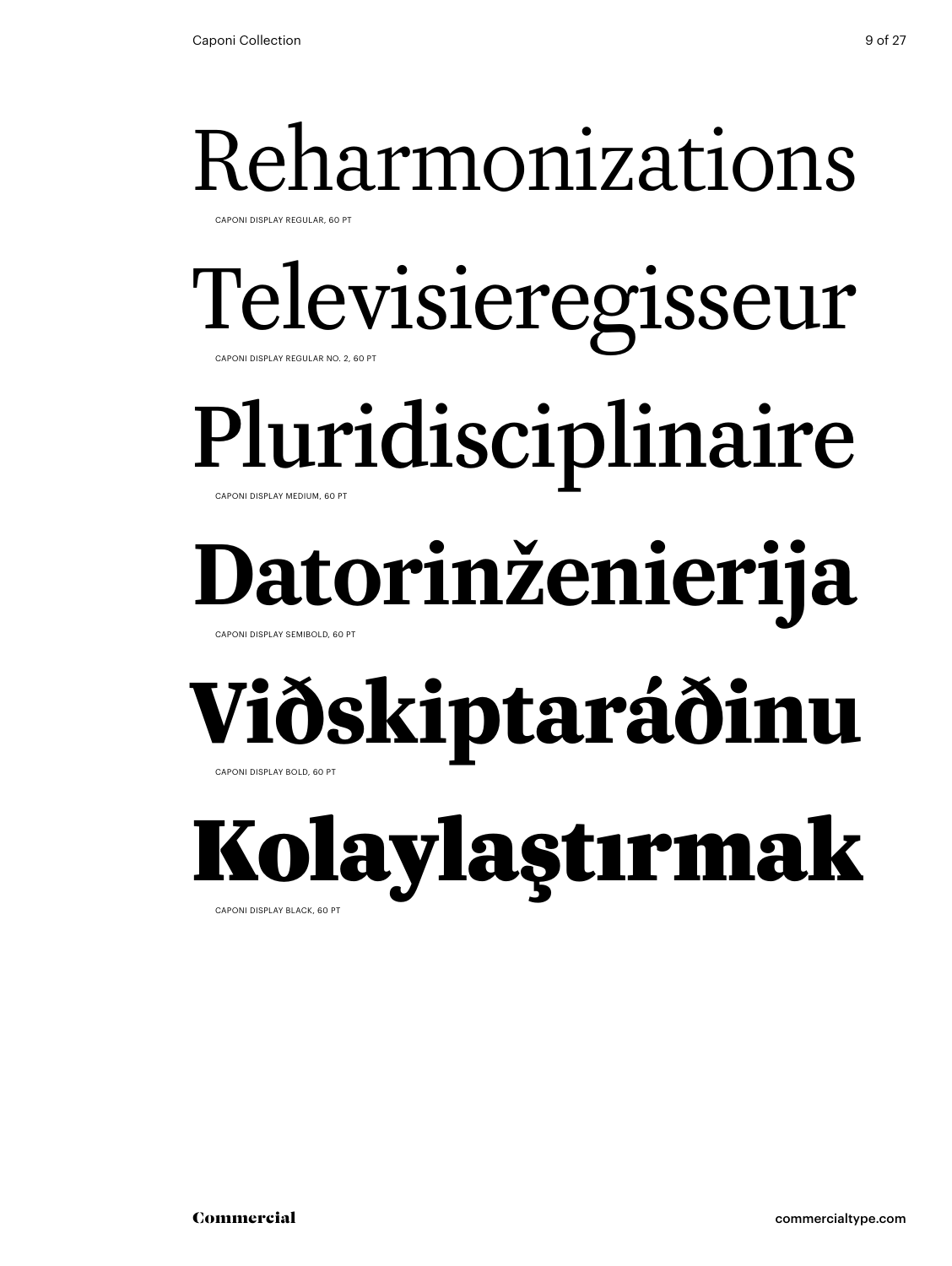Reharmonizations

CAPONI DISPLAY REGULAR, 60 PT

Televisieregisseur

CAPONI DISPLAY REGULAR NO. 2, 60 PT

Pluridisciplinaire

CAPONI DISPLAY MEDIUM, 60 PT

**Datorinženierija**

CAPONI DISPLAY SEMIBOLD, 60 PT

**Viðskiptaráðinu**

CAPONI DISPLAY BOLD, 60 PT

**Kolaylaştırmak**

CAPONI DISPLAY BLACK, 60 PT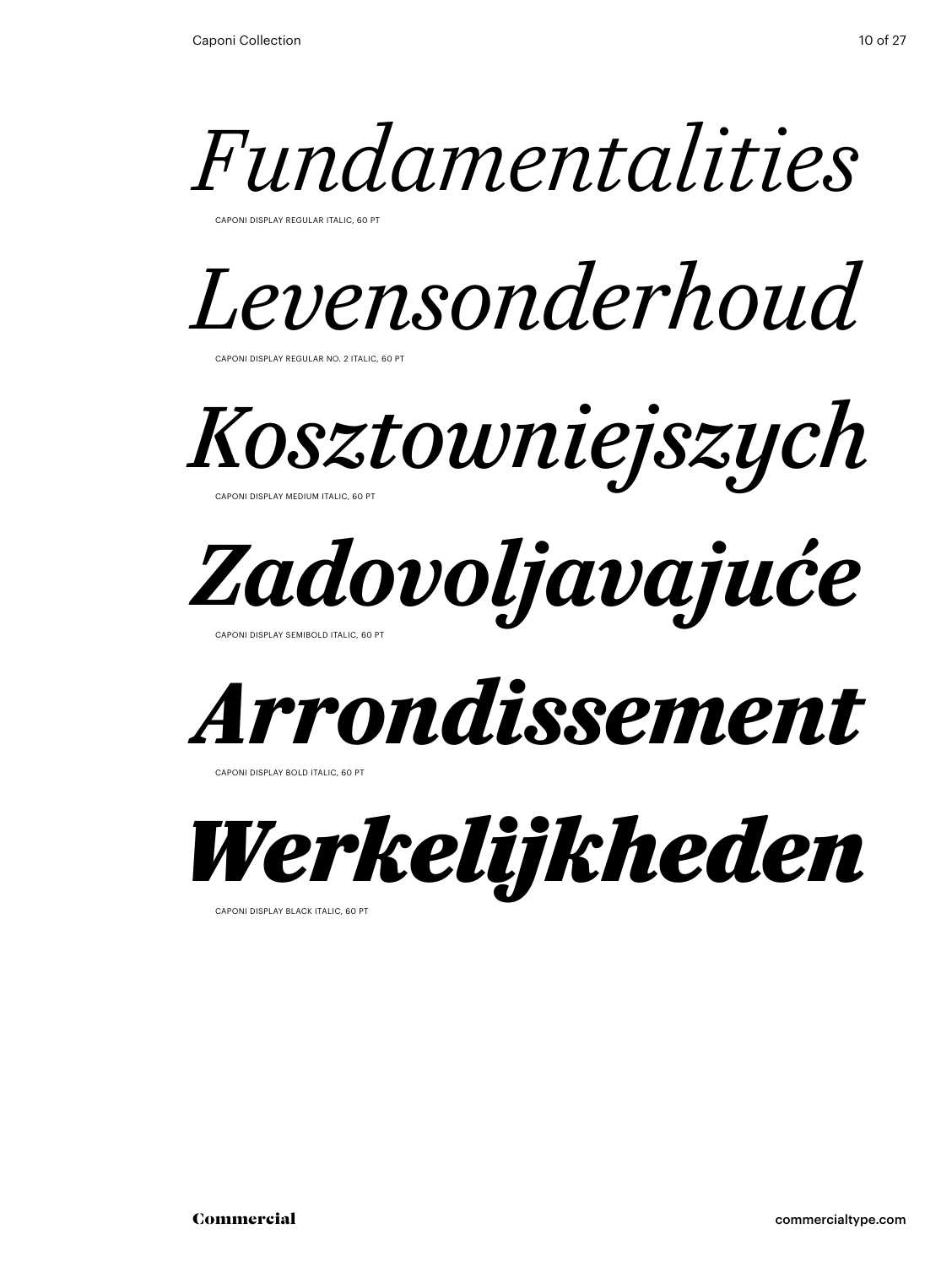*Fundamentalities*

CAPONI DISPLAY REGULAR ITALIC, 60 PT

*Levensonderhoud*

CAPONI DISPLAY REGULAR NO. 2 ITALIC, 60 PT

*Kosztowniejszych*

CAPONI DISPLAY MEDIUM ITALIC, 60 PT

***Zadovoljavajuće***

CAPONI DISPLAY SEMIBOLD ITALIC, 60 PT

***Arrondissement***

CAPONI DISPLAY BOLD ITALIC, 60 PT

***Werkelijkheden***

CAPONI DISPLAY BLACK ITALIC, 60 PT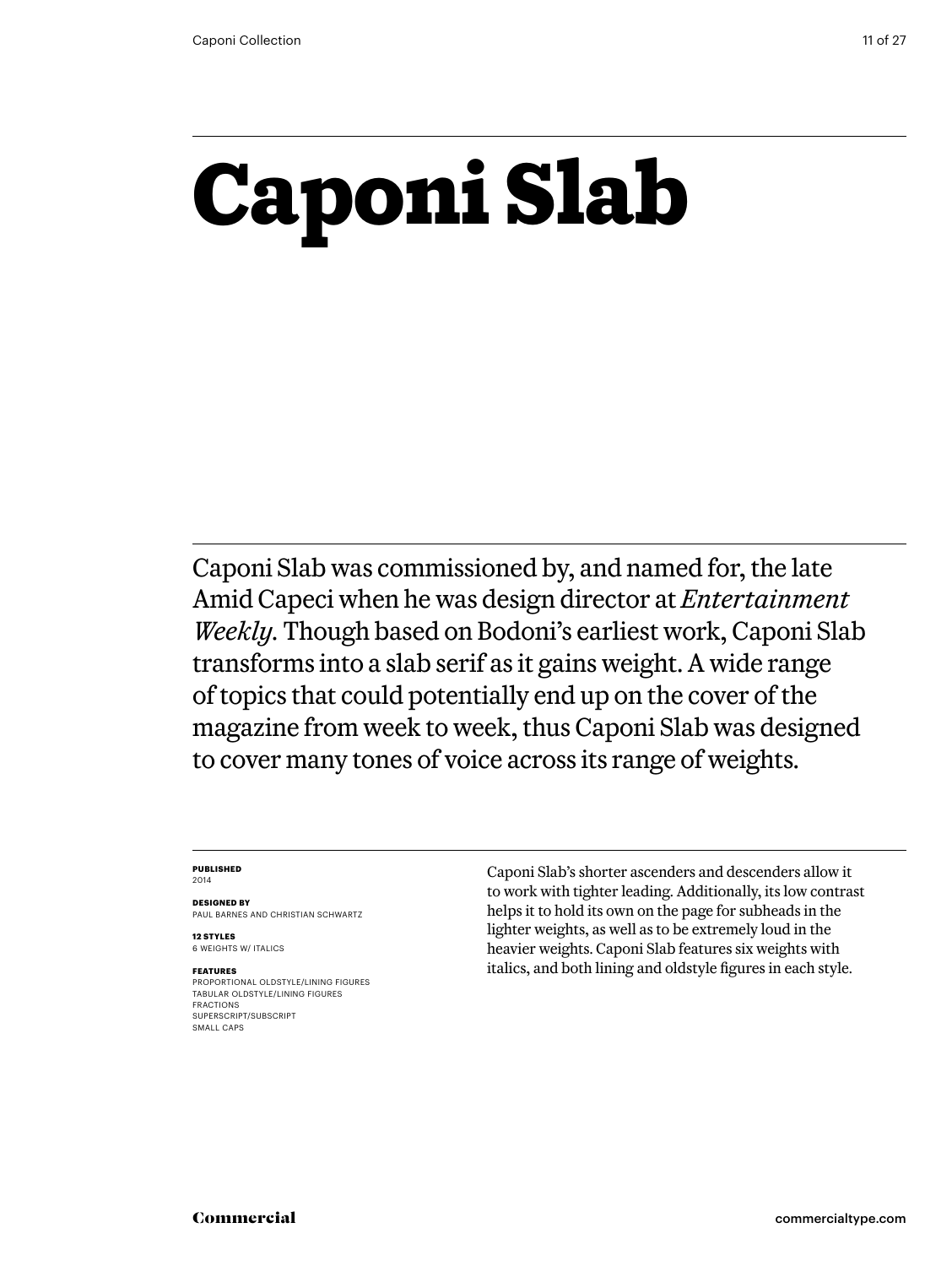# Caponi Slab

Caponi Slab was commissioned by, and named for, the late Amid Capeci when he was design director at *Entertainment Weekly.* Though based on Bodoni's earliest work, Caponi Slab transforms into a slab serif as it gains weight. A wide range of topics that could potentially end up on the cover of the magazine from week to week, thus Caponi Slab was designed to cover many tones of voice across its range of weights.

**PUBLISHED**
2014

**DESIGNED BY**
PAUL BARNES AND CHRISTIAN SCHWARTZ

**12 STYLES**
6 WEIGHTS W/ ITALICS

**FEATURES**
PROPORTIONAL OLDSTYLE/LINING FIGURES
TABULAR OLDSTYLE/LINING FIGURES
FRACTIONS
SUPERSCRIPT/SUBSCRIPT
SMALL CAPS

Caponi Slab's shorter ascenders and descenders allow it to work with tighter leading. Additionally, its low contrast helps it to hold its own on the page for subheads in the lighter weights, as well as to be extremely loud in the heavier weights. Caponi Slab features six weights with italics, and both lining and oldstyle figures in each style.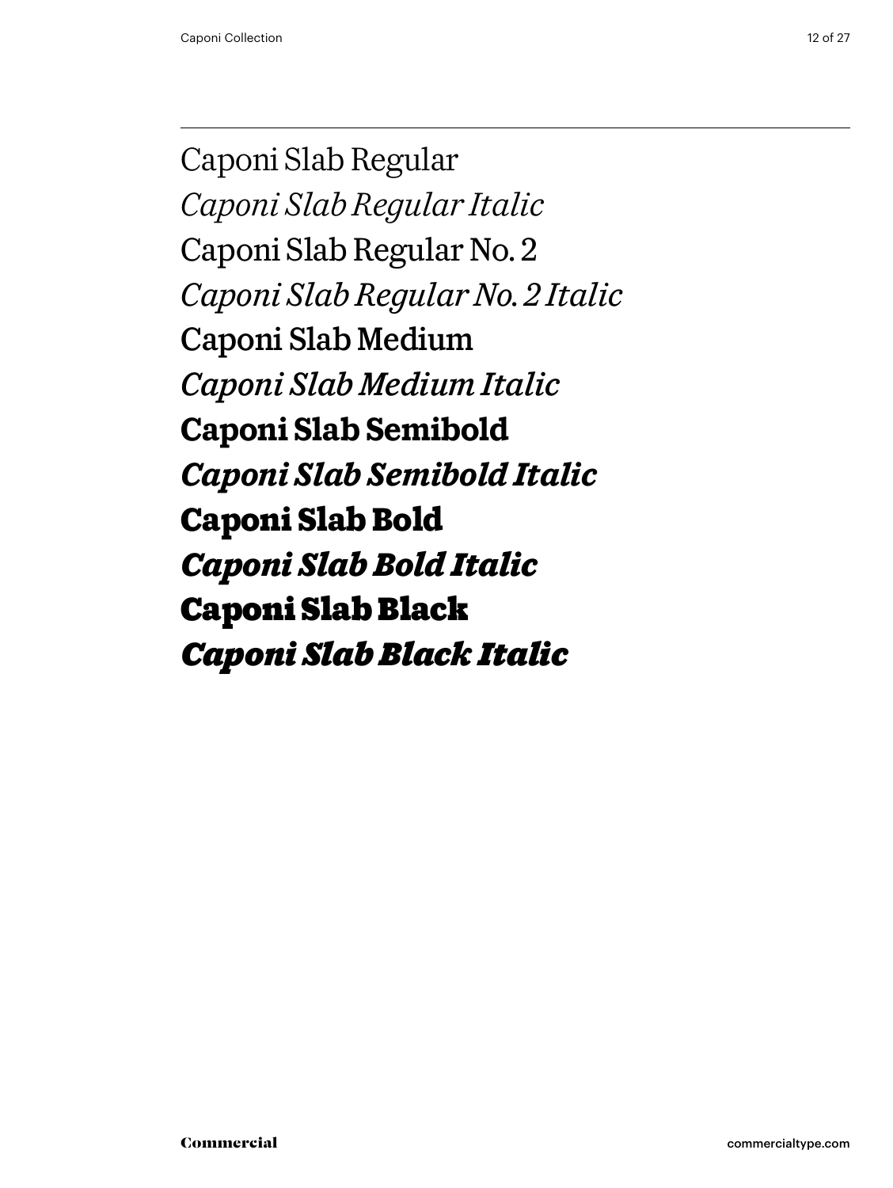Caponi Slab Regular

*Caponi Slab Regular Italic*

Caponi Slab Regular No. 2

*Caponi Slab Regular No. 2 Italic*

Caponi Slab Medium

*Caponi Slab Medium Italic*

**Caponi Slab Semibold**

***Caponi Slab Semibold Italic***

**Caponi Slab Bold**

***Caponi Slab Bold Italic***

**Caponi Slab Black**

***Caponi Slab Black Italic***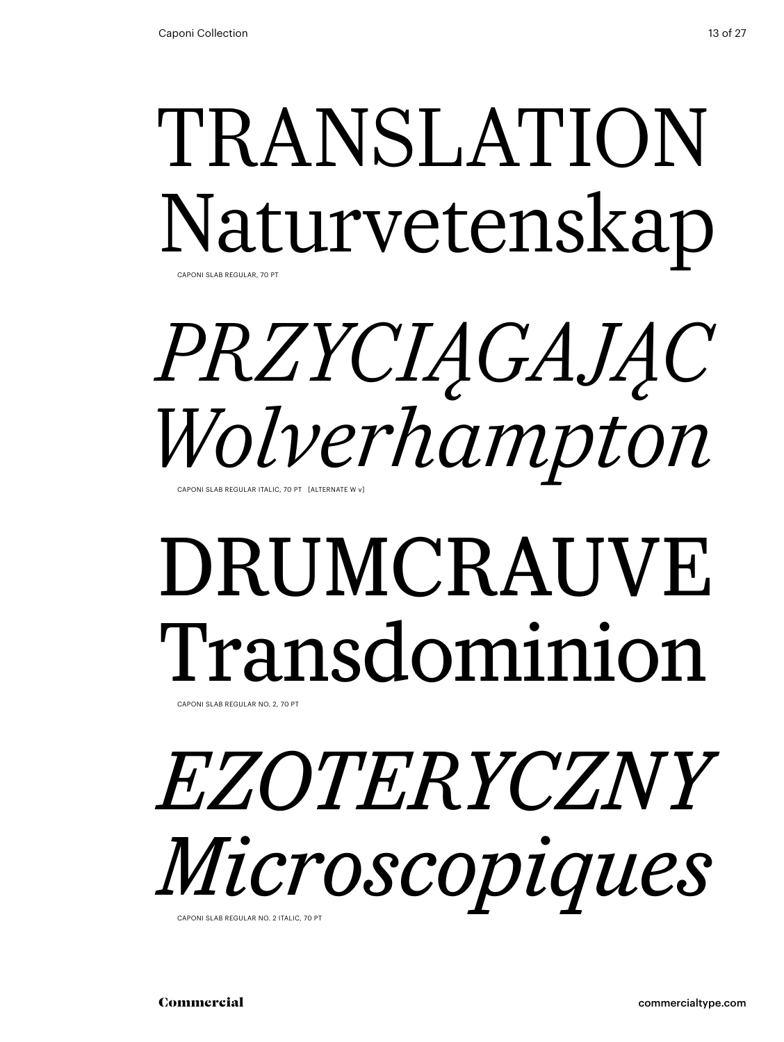TRANSLATION
Naturvetenskap

CAPONI SLAB REGULAR, 70 PT

*PRZYCIĄGAJĄC*
*Wolverhampton*

CAPONI SLAB REGULAR ITALIC, 70 PT [ALTERNATE W v]

DRUMCRAUVE
Transdominion

CAPONI SLAB REGULAR NO. 2, 70 PT

*EZOTERYCZNY*
*Microscopiques*

CAPONI SLAB REGULAR NO. 2 ITALIC, 70 PT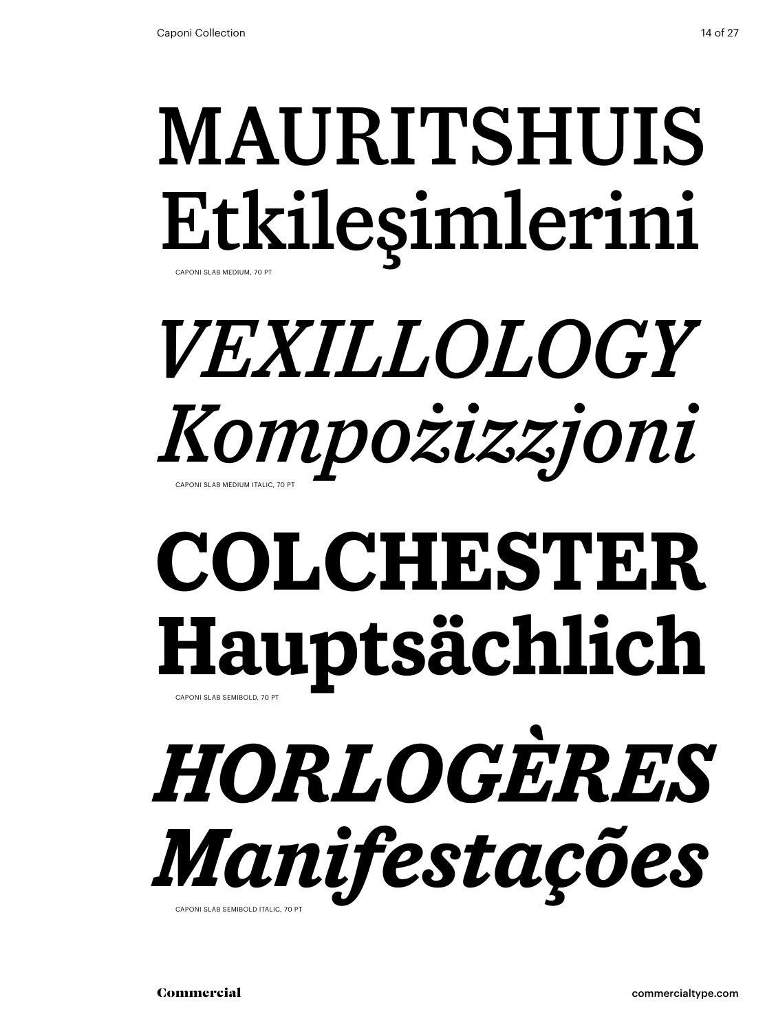MAURITSHUIS
Etkileşimlerini

CAPONI SLAB MEDIUM, 70 PT

*VEXILLOLOGY*
*Kompożizzjoni*

CAPONI SLAB MEDIUM ITALIC, 70 PT

**COLCHESTER**
**Hauptsächlich**

CAPONI SLAB SEMIBOLD, 70 PT

***HORLOGÈRES***
***Manifestações***

CAPONI SLAB SEMIBOLD ITALIC, 70 PT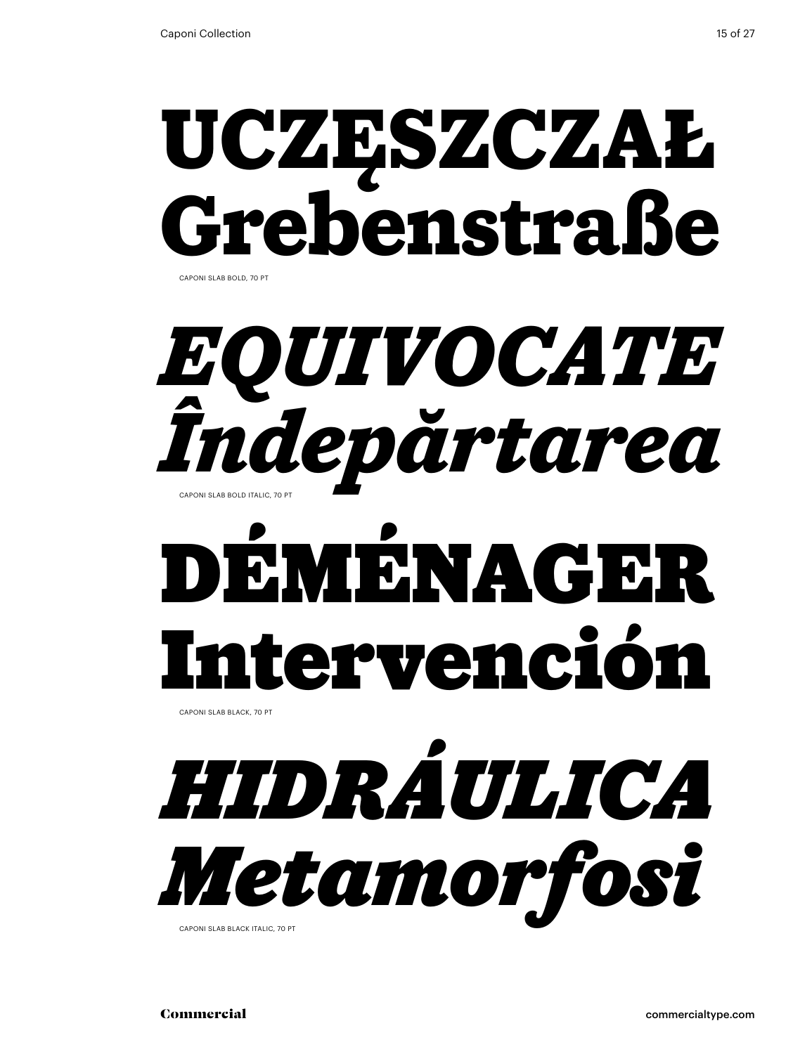**UCZĘSZCZAŁ**
**Grebenstraße**

CAPONI SLAB BOLD, 70 PT

***EQUIVOCATE***
***Îndepărtarea***

CAPONI SLAB BOLD ITALIC, 70 PT

**DÉMÉNAGER**
**Intervención**

CAPONI SLAB BLACK, 70 PT

***HIDRÁULICA***
***Metamorfosi***

CAPONI SLAB BLACK ITALIC, 70 PT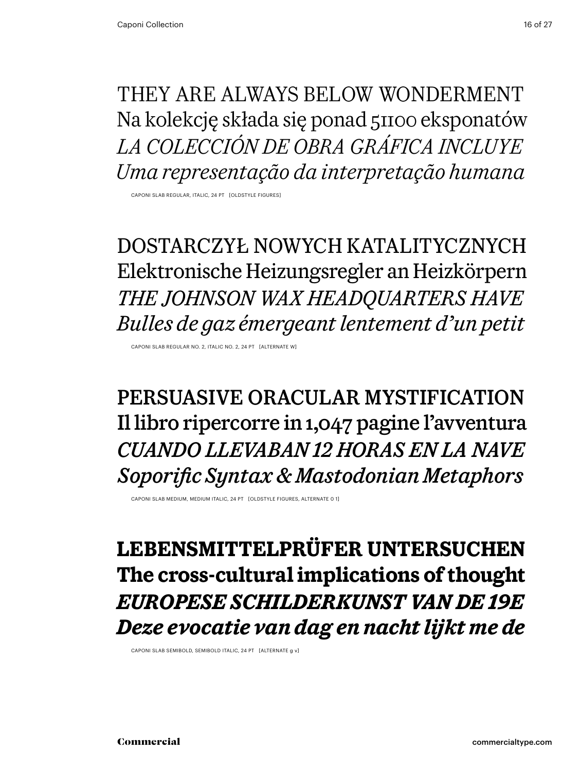THEY ARE ALWAYS BELOW WONDERMENT
Na kolekcję składa się ponad 5100 eksponatów
*LA COLECCIÓN DE OBRA GRÁFICA INCLUYE*
*Uma representação da interpretação humana*

CAPONI SLAB REGULAR, ITALIC, 24 PT [OLDSTYLE FIGURES]

DOSTARCZYŁ NOWYCH KATALITYCZNYCH
Elektronische Heizungsregler an Heizkörpern
*THE JOHNSON WAX HEADQUARTERS HAVE*
*Bulles de gaz émergeant lentement d'un petit*

CAPONI SLAB REGULAR NO. 2, ITALIC NO. 2, 24 PT [ALTERNATE W]

PERSUASIVE ORACULAR MYSTIFICATION
Il libro ripercorre in 1,047 pagine l'avventura
*CUANDO LLEVABAN 12 HORAS EN LA NAVE*
*Soporific Syntax & Mastodonian Metaphors*

CAPONI SLAB MEDIUM, MEDIUM ITALIC, 24 PT [OLDSTYLE FIGURES, ALTERNATE 0 1]

**LEBENSMITTELPRÜFER UNTERSUCHEN**
**The cross-cultural implications of thought**
***EUROPESE SCHILDERKUNST VAN DE 19E***
***Deze evocatie van dag en nacht lijkt me de***

CAPONI SLAB SEMIBOLD, SEMIBOLD ITALIC, 24 PT [ALTERNATE g v]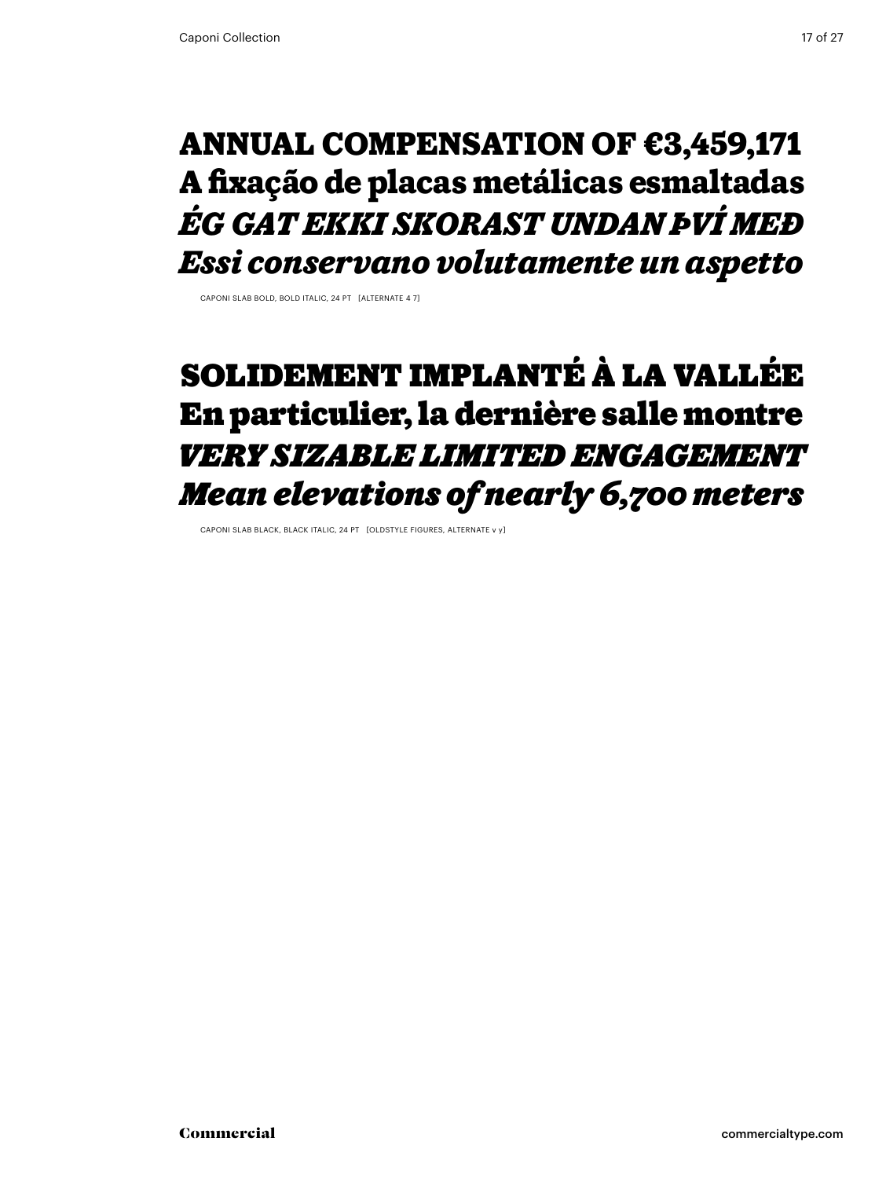**ANNUAL COMPENSATION OF €3,459,171**
**A fixação de placas metálicas esmaltadas**
***ÉG GAT EKKI SKORAST UNDAN ÞVÍ MEÐ***
***Essi conservano volutamente un aspetto***

CAPONI SLAB BOLD, BOLD ITALIC, 24 PT [ALTERNATE 4 7]

**SOLIDEMENT IMPLANTÉ À LA VALLÉE**
**En particulier, la dernière salle montre**
***VERY SIZABLE LIMITED ENGAGEMENT***
***Mean elevations of nearly 6,700 meters***

CAPONI SLAB BLACK, BLACK ITALIC, 24 PT [OLDSTYLE FIGURES, ALTERNATE v y]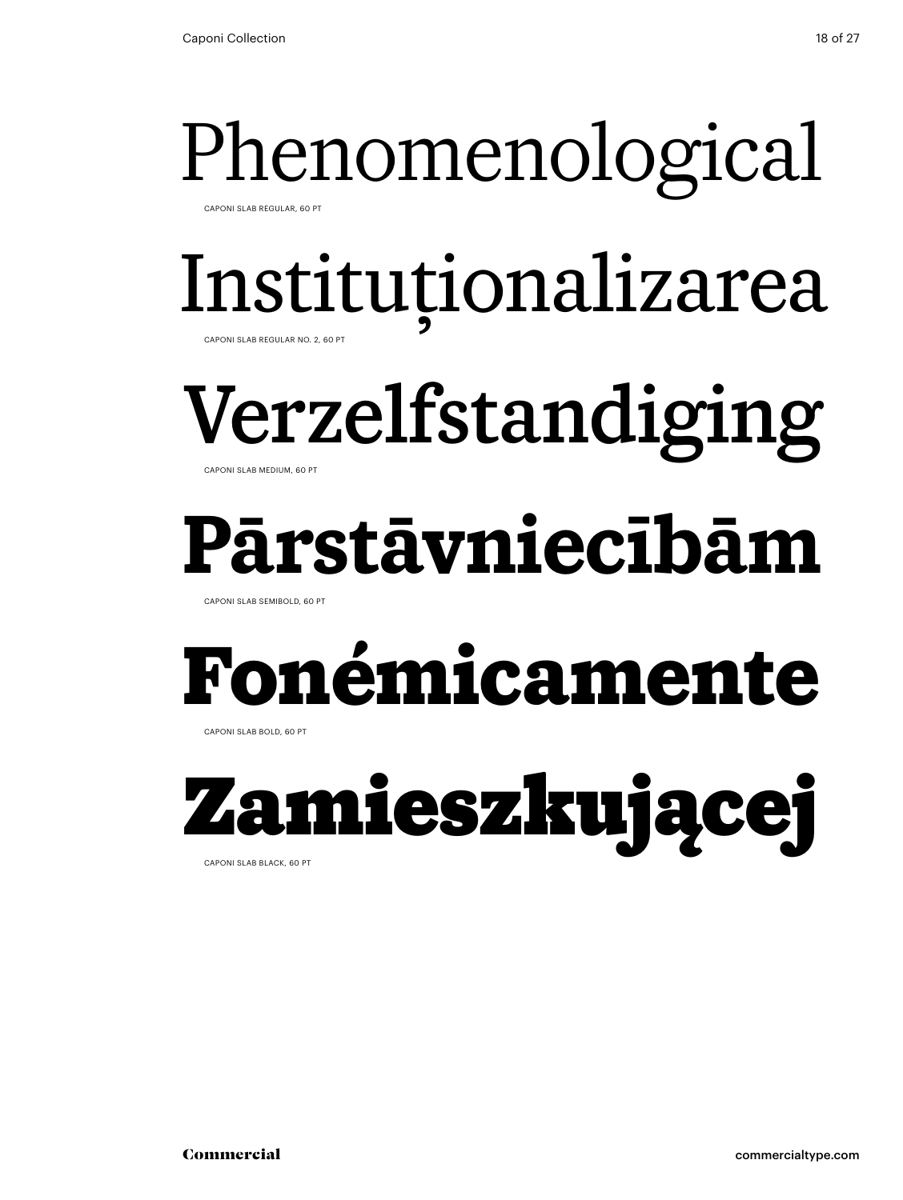Phenomenological

CAPONI SLAB REGULAR, 60 PT

Instituționalizarea

CAPONI SLAB REGULAR NO. 2, 60 PT

Verzelfstandiging

CAPONI SLAB MEDIUM, 60 PT

**Pārstāvniecībām**

CAPONI SLAB SEMIBOLD, 60 PT

**Fonémicamente**

CAPONI SLAB BOLD, 60 PT

**Zamieszkującej**

CAPONI SLAB BLACK, 60 PT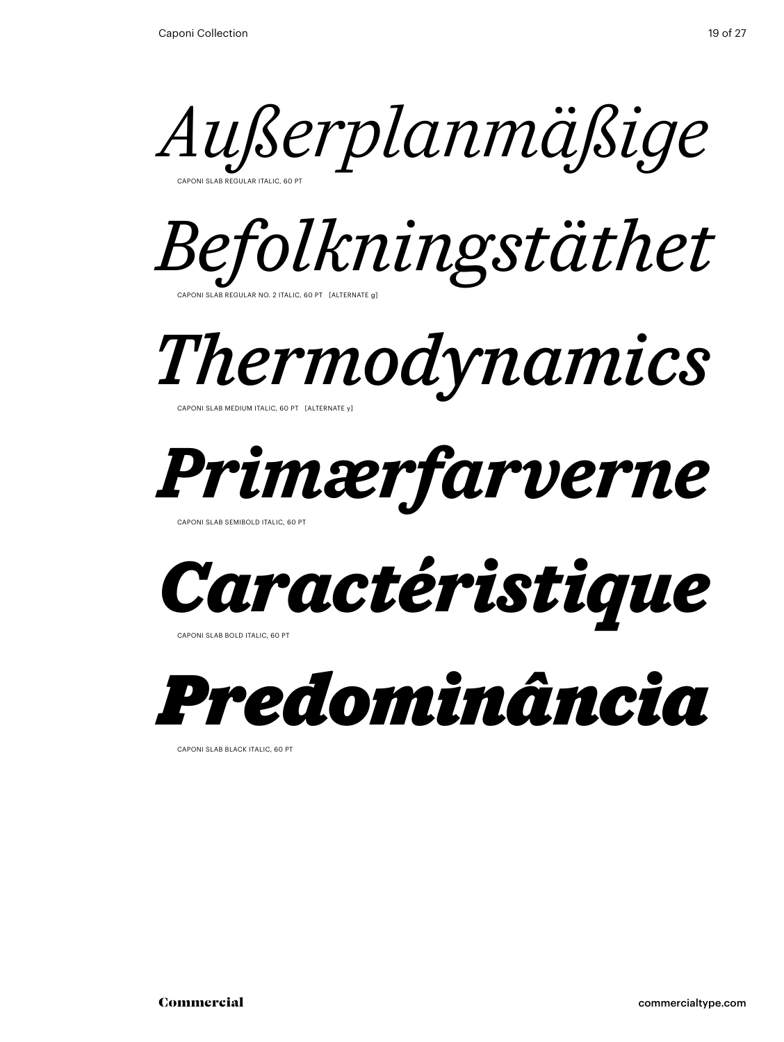*Außerplanmäßige*

CAPONI SLAB REGULAR ITALIC, 60 PT

*Befolkningstäthet*

CAPONI SLAB REGULAR NO. 2 ITALIC, 60 PT [ALTERNATE g]

*Thermodynamics*

CAPONI SLAB MEDIUM ITALIC, 60 PT [ALTERNATE y]

***Primærfarverne***

CAPONI SLAB SEMIBOLD ITALIC, 60 PT

***Caractéristique***

CAPONI SLAB BOLD ITALIC, 60 PT

***Predominância***

CAPONI SLAB BLACK ITALIC, 60 PT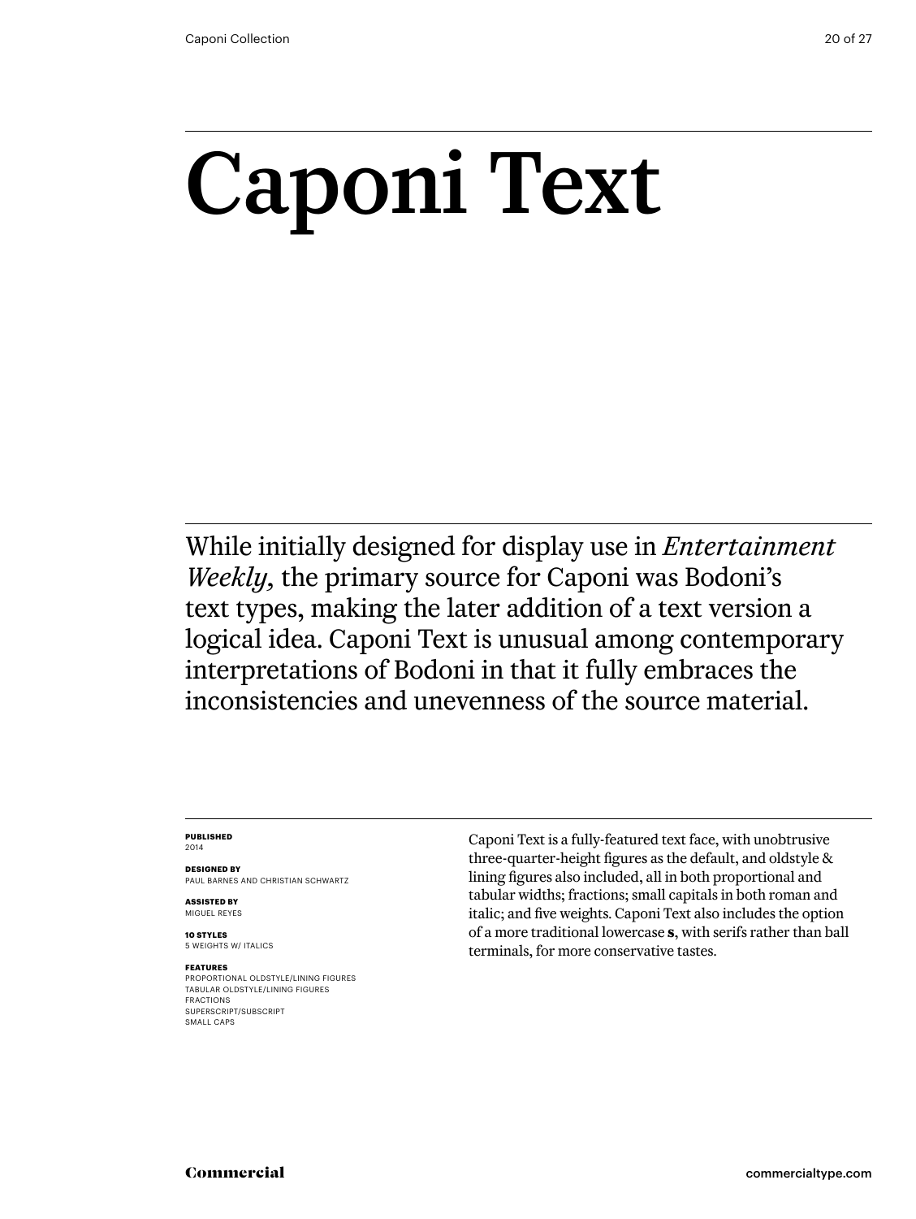# Caponi Text

While initially designed for display use in *Entertainment Weekly,* the primary source for Caponi was Bodoni's text types, making the later addition of a text version a logical idea. Caponi Text is unusual among contemporary interpretations of Bodoni in that it fully embraces the inconsistencies and unevenness of the source material.

**PUBLISHED**
2014

**DESIGNED BY**
PAUL BARNES AND CHRISTIAN SCHWARTZ

**ASSISTED BY**
MIGUEL REYES

**10 STYLES**
5 WEIGHTS W/ ITALICS

**FEATURES**
PROPORTIONAL OLDSTYLE/LINING FIGURES
TABULAR OLDSTYLE/LINING FIGURES
FRACTIONS
SUPERSCRIPT/SUBSCRIPT
SMALL CAPS

Caponi Text is a fully-featured text face, with unobtrusive three-quarter-height figures as the default, and oldstyle & lining figures also included, all in both proportional and tabular widths; fractions; small capitals in both roman and italic; and five weights. Caponi Text also includes the option of a more traditional lowercase **s**, with serifs rather than ball terminals, for more conservative tastes.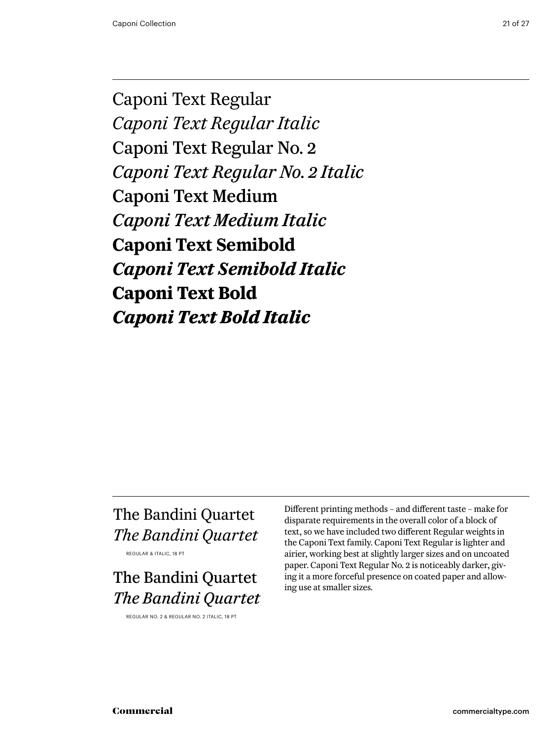Caponi Text Regular

*Caponi Text Regular Italic*

Caponi Text Regular No. 2

*Caponi Text Regular No. 2 Italic*

Caponi Text Medium

*Caponi Text Medium Italic*

**Caponi Text Semibold**

***Caponi Text Semibold Italic***

**Caponi Text Bold**

***Caponi Text Bold Italic***

---

The Bandini Quartet

*The Bandini Quartet*

REGULAR & ITALIC, 18 PT

The Bandini Quartet

*The Bandini Quartet*

REGULAR NO. 2 & REGULAR NO. 2 ITALIC, 18 PT

Different printing methods – and different taste – make for disparate requirements in the overall color of a block of text, so we have included two different Regular weights in the Caponi Text family. Caponi Text Regular is lighter and airier, working best at slightly larger sizes and on uncoated paper. Caponi Text Regular No. 2 is noticeably darker, giving it a more forceful presence on coated paper and allowing use at smaller sizes.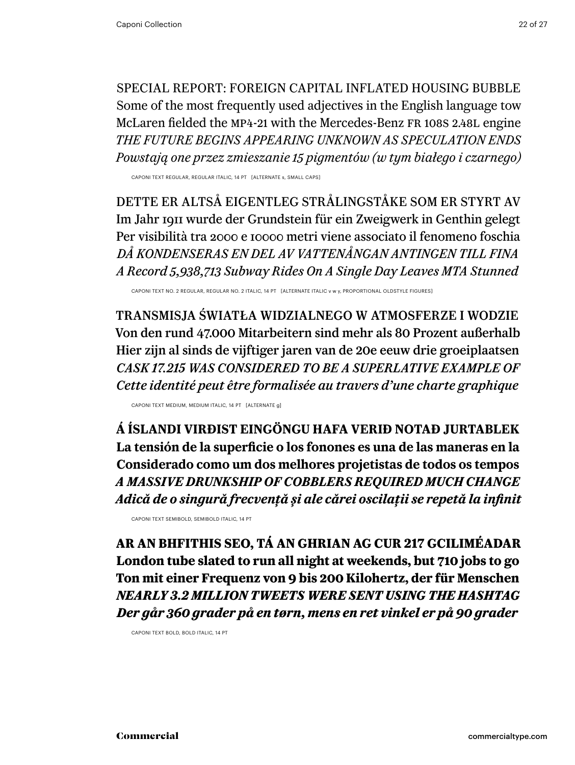SPECIAL REPORT: FOREIGN CAPITAL INFLATED HOUSING BUBBLE
Some of the most frequently used adjectives in the English language tow
McLaren fielded the MP4-21 with the Mercedes-Benz FR 108S 2.48L engine
*THE FUTURE BEGINS APPEARING UNKNOWN AS SPECULATION ENDS*
*Powstają one przez zmieszanie 15 pigmentów (w tym białego i czarnego)*

CAPONI TEXT REGULAR, REGULAR ITALIC, 14 PT [ALTERNATE s, SMALL CAPS]

DETTE ER ALTSÅ EIGENTLEG STRÅLINGSTÅKE SOM ER STYRT AV
Im Jahr 1911 wurde der Grundstein für ein Zweigwerk in Genthin gelegt
Per visibilità tra 2000 e 10000 metri viene associato il fenomeno foschia
*DÅ KONDENSERAS EN DEL AV VATTENÅNGAN ANTINGEN TILL FINA*
*A Record 5,938,713 Subway Rides On A Single Day Leaves MTA Stunned*

CAPONI TEXT NO. 2 REGULAR, REGULAR NO. 2 ITALIC, 14 PT [ALTERNATE ITALIC v w y, PROPORTIONAL OLDSTYLE FIGURES]

TRANSMISJA ŚWIATŁA WIDZIALNEGO W ATMOSFERZE I WODZIE
Von den rund 47.000 Mitarbeitern sind mehr als 80 Prozent außerhalb
Hier zijn al sinds de vijftiger jaren van de 20e eeuw drie groeiplaatsen
*CASK 17.215 WAS CONSIDERED TO BE A SUPERLATIVE EXAMPLE OF*
*Cette identité peut être formalisée au travers d'une charte graphique*

CAPONI TEXT MEDIUM, MEDIUM ITALIC, 14 PT [ALTERNATE g]

**Á ÍSLANDI VIRÐIST EINGÖNGU HAFA VERIÐ NOTAÐ JURTABLEK**
**La tensión de la superficie o los fonones es una de las maneras en la**
**Considerado como um dos melhores projetistas de todos os tempos**
***A MASSIVE DRUNKSHIP OF COBBLERS REQUIRED MUCH CHANGE***
***Adică de o singură frecvență și ale cărei oscilații se repetă la infinit***

CAPONI TEXT SEMIBOLD, SEMIBOLD ITALIC, 14 PT

**AR AN BHFITHIS SEO, TÁ AN GHRIAN AG CUR 217 GCILIMÉADAR**
**London tube slated to run all night at weekends, but 710 jobs to go**
**Ton mit einer Frequenz von 9 bis 200 Kilohertz, der für Menschen**
***NEARLY 3.2 MILLION TWEETS WERE SENT USING THE HASHTAG***
***Der går 360 grader på en tørn, mens en ret vinkel er på 90 grader***

CAPONI TEXT BOLD, BOLD ITALIC, 14 PT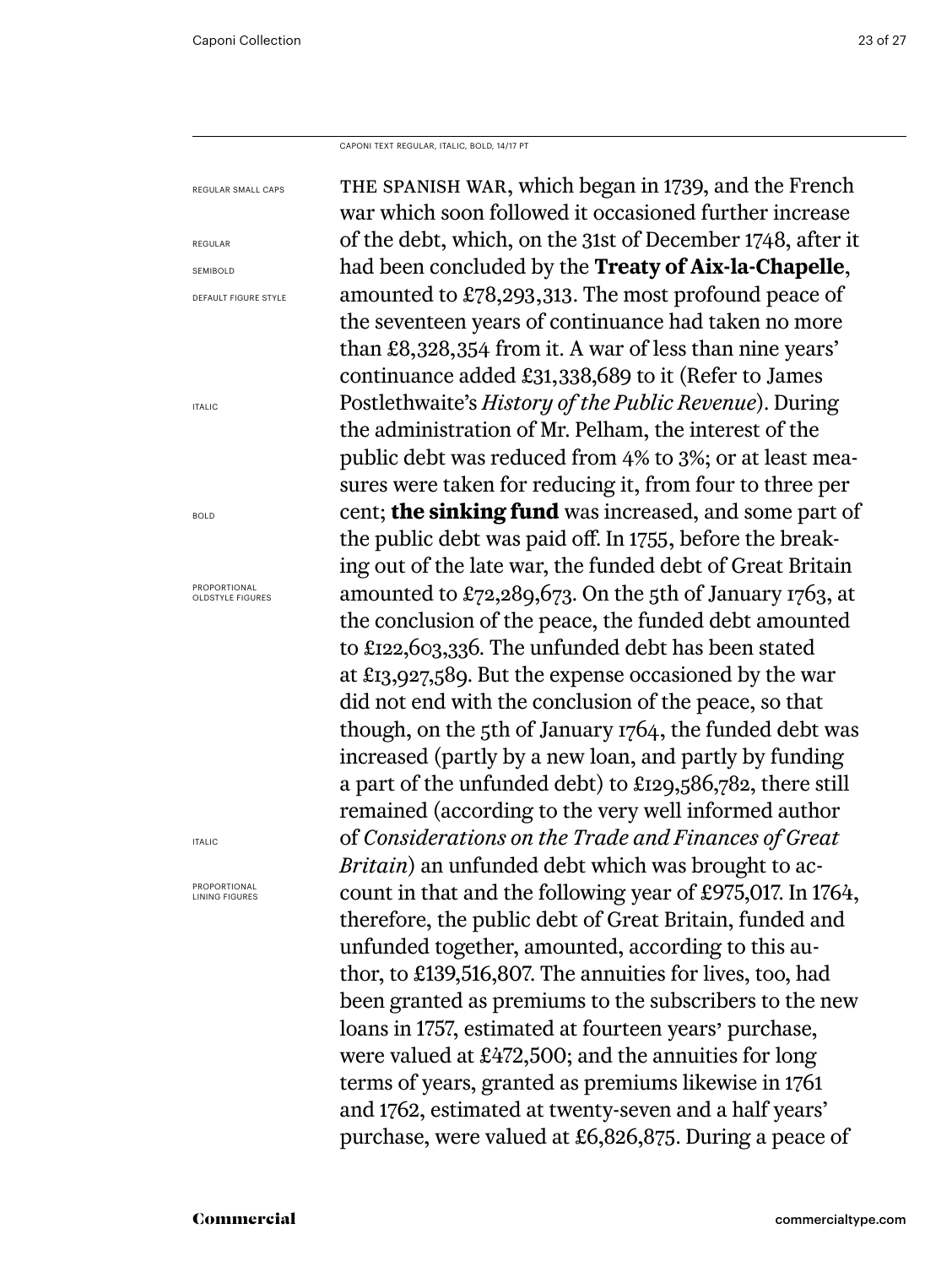CAPONI TEXT REGULAR, ITALIC, BOLD, 14/17 PT

REGULAR SMALL CAPS

REGULAR

SEMIBOLD

DEFAULT FIGURE STYLE

ITALIC

BOLD

PROPORTIONAL OLDSTYLE FIGURES

ITALIC

PROPORTIONAL LINING FIGURES

THE SPANISH WAR, which began in 1739, and the French war which soon followed it occasioned further increase of the debt, which, on the 31st of December 1748, after it had been concluded by the **Treaty of Aix-la-Chapelle**, amounted to £78,293,313. The most profound peace of the seventeen years of continuance had taken no more than £8,328,354 from it. A war of less than nine years' continuance added £31,338,689 to it (Refer to James Postlethwaite's *History of the Public Revenue*). During the administration of Mr. Pelham, the interest of the public debt was reduced from 4% to 3%; or at least measures were taken for reducing it, from four to three per cent; **the sinking fund** was increased, and some part of the public debt was paid off. In 1755, before the breaking out of the late war, the funded debt of Great Britain amounted to £72,289,673. On the 5th of January 1763, at the conclusion of the peace, the funded debt amounted to £122,603,336. The unfunded debt has been stated at £13,927,589. But the expense occasioned by the war did not end with the conclusion of the peace, so that though, on the 5th of January 1764, the funded debt was increased (partly by a new loan, and partly by funding a part of the unfunded debt) to £129,586,782, there still remained (according to the very well informed author of *Considerations on the Trade and Finances of Great Britain*) an unfunded debt which was brought to account in that and the following year of £975,017. In 1764, therefore, the public debt of Great Britain, funded and unfunded together, amounted, according to this author, to £139,516,807. The annuities for lives, too, had been granted as premiums to the subscribers to the new loans in 1757, estimated at fourteen years' purchase, were valued at £472,500; and the annuities for long terms of years, granted as premiums likewise in 1761 and 1762, estimated at twenty-seven and a half years' purchase, were valued at £6,826,875. During a peace of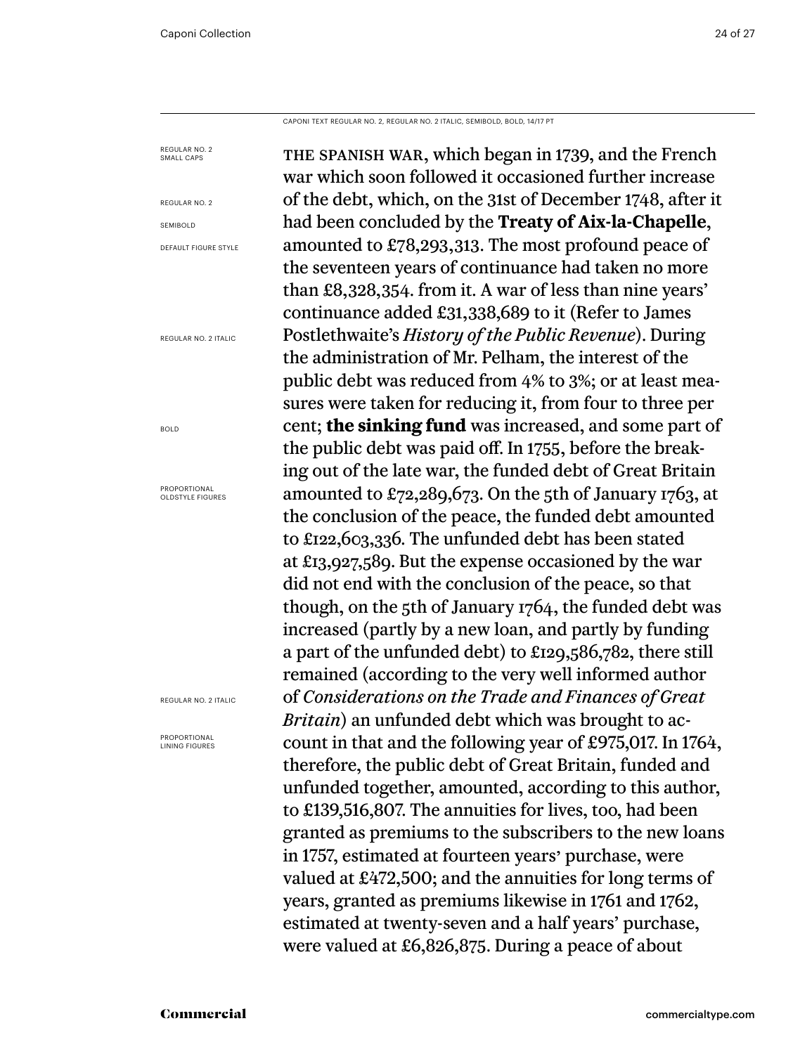CAPONI TEXT REGULAR NO. 2, REGULAR NO. 2 ITALIC, SEMIBOLD, BOLD, 14/17 PT

REGULAR NO. 2 SMALL CAPS

REGULAR NO. 2

SEMIBOLD

DEFAULT FIGURE STYLE

REGULAR NO. 2 ITALIC

BOLD

PROPORTIONAL OLDSTYLE FIGURES

REGULAR NO. 2 ITALIC

PROPORTIONAL LINING FIGURES

THE SPANISH WAR, which began in 1739, and the French war which soon followed it occasioned further increase of the debt, which, on the 31st of December 1748, after it had been concluded by the **Treaty of Aix-la-Chapelle**, amounted to £78,293,313. The most profound peace of the seventeen years of continuance had taken no more than £8,328,354. from it. A war of less than nine years' continuance added £31,338,689 to it (Refer to James Postlethwaite's *History of the Public Revenue*). During the administration of Mr. Pelham, the interest of the public debt was reduced from 4% to 3%; or at least measures were taken for reducing it, from four to three per cent; **the sinking fund** was increased, and some part of the public debt was paid off. In 1755, before the breaking out of the late war, the funded debt of Great Britain amounted to £72,289,673. On the 5th of January 1763, at the conclusion of the peace, the funded debt amounted to £122,603,336. The unfunded debt has been stated at £13,927,589. But the expense occasioned by the war did not end with the conclusion of the peace, so that though, on the 5th of January 1764, the funded debt was increased (partly by a new loan, and partly by funding a part of the unfunded debt) to £129,586,782, there still remained (according to the very well informed author of *Considerations on the Trade and Finances of Great Britain*) an unfunded debt which was brought to account in that and the following year of £975,017. In 1764, therefore, the public debt of Great Britain, funded and unfunded together, amounted, according to this author, to £139,516,807. The annuities for lives, too, had been granted as premiums to the subscribers to the new loans in 1757, estimated at fourteen years' purchase, were valued at £472,500; and the annuities for long terms of years, granted as premiums likewise in 1761 and 1762, estimated at twenty-seven and a half years' purchase, were valued at £6,826,875. During a peace of about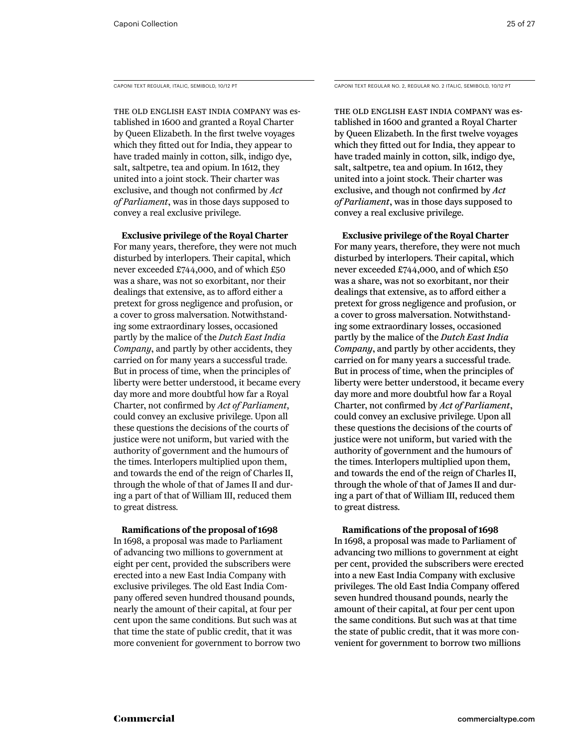CAPONI TEXT REGULAR, ITALIC, SEMIBOLD, 10/12 PT

THE OLD ENGLISH EAST INDIA COMPANY was established in 1600 and granted a Royal Charter by Queen Elizabeth. In the first twelve voyages which they fitted out for India, they appear to have traded mainly in cotton, silk, indigo dye, salt, saltpetre, tea and opium. In 1612, they united into a joint stock. Their charter was exclusive, and though not confirmed by *Act of Parliament*, was in those days supposed to convey a real exclusive privilege.

**Exclusive privilege of the Royal Charter** For many years, therefore, they were not much disturbed by interlopers. Their capital, which never exceeded £744,000, and of which £50 was a share, was not so exorbitant, nor their dealings that extensive, as to afford either a pretext for gross negligence and profusion, or a cover to gross malversation. Notwithstanding some extraordinary losses, occasioned partly by the malice of the *Dutch East India Company*, and partly by other accidents, they carried on for many years a successful trade. But in process of time, when the principles of liberty were better understood, it became every day more and more doubtful how far a Royal Charter, not confirmed by *Act of Parliament*, could convey an exclusive privilege. Upon all these questions the decisions of the courts of justice were not uniform, but varied with the authority of government and the humours of the times. Interlopers multiplied upon them, and towards the end of the reign of Charles II, through the whole of that of James II and during a part of that of William III, reduced them to great distress.

**Ramifications of the proposal of 1698** In 1698, a proposal was made to Parliament of advancing two millions to government at eight per cent, provided the subscribers were erected into a new East India Company with exclusive privileges. The old East India Company offered seven hundred thousand pounds, nearly the amount of their capital, at four per cent upon the same conditions. But such was at that time the state of public credit, that it was more convenient for government to borrow two

CAPONI TEXT REGULAR NO. 2, REGULAR NO. 2 ITALIC, SEMIBOLD, 10/12 PT

THE OLD ENGLISH EAST INDIA COMPANY was established in 1600 and granted a Royal Charter by Queen Elizabeth. In the first twelve voyages which they fitted out for India, they appear to have traded mainly in cotton, silk, indigo dye, salt, saltpetre, tea and opium. In 1612, they united into a joint stock. Their charter was exclusive, and though not confirmed by *Act of Parliament*, was in those days supposed to convey a real exclusive privilege.

**Exclusive privilege of the Royal Charter** For many years, therefore, they were not much disturbed by interlopers. Their capital, which never exceeded £744,000, and of which £50 was a share, was not so exorbitant, nor their dealings that extensive, as to afford either a pretext for gross negligence and profusion, or a cover to gross malversation. Notwithstanding some extraordinary losses, occasioned partly by the malice of the *Dutch East India Company*, and partly by other accidents, they carried on for many years a successful trade. But in process of time, when the principles of liberty were better understood, it became every day more and more doubtful how far a Royal Charter, not confirmed by *Act of Parliament*, could convey an exclusive privilege. Upon all these questions the decisions of the courts of justice were not uniform, but varied with the authority of government and the humours of the times. Interlopers multiplied upon them, and towards the end of the reign of Charles II, through the whole of that of James II and during a part of that of William III, reduced them to great distress.

**Ramifications of the proposal of 1698** In 1698, a proposal was made to Parliament of advancing two millions to government at eight per cent, provided the subscribers were erected into a new East India Company with exclusive privileges. The old East India Company offered seven hundred thousand pounds, nearly the amount of their capital, at four per cent upon the same conditions. But such was at that time the state of public credit, that it was more convenient for government to borrow two millions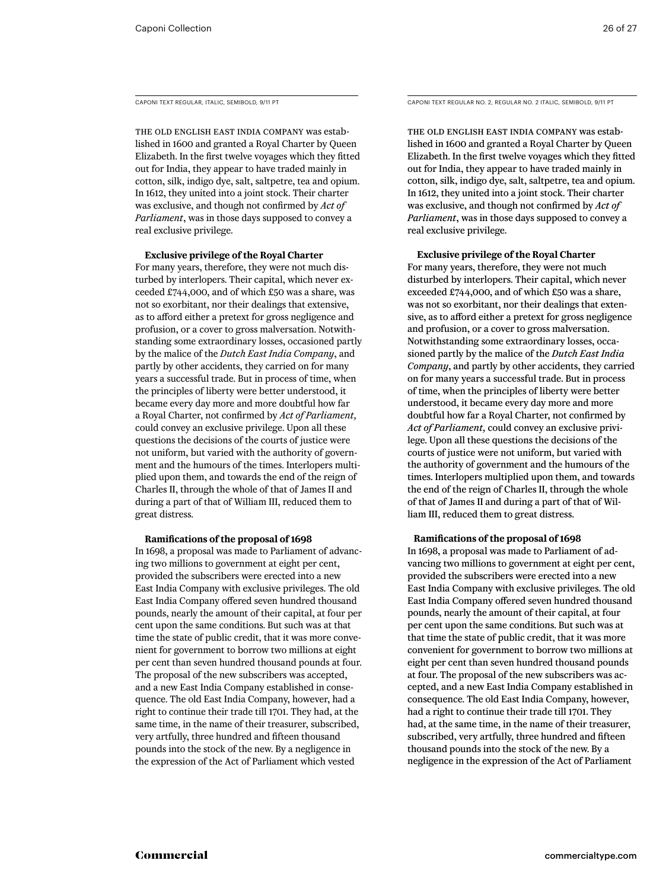CAPONI TEXT REGULAR, ITALIC, SEMIBOLD, 9/11 PT

THE OLD ENGLISH EAST INDIA COMPANY was established in 1600 and granted a Royal Charter by Queen Elizabeth. In the first twelve voyages which they fitted out for India, they appear to have traded mainly in cotton, silk, indigo dye, salt, saltpetre, tea and opium. In 1612, they united into a joint stock. Their charter was exclusive, and though not confirmed by *Act of Parliament*, was in those days supposed to convey a real exclusive privilege.

**Exclusive privilege of the Royal Charter**
For many years, therefore, they were not much disturbed by interlopers. Their capital, which never exceeded £744,000, and of which £50 was a share, was not so exorbitant, nor their dealings that extensive, as to afford either a pretext for gross negligence and profusion, or a cover to gross malversation. Notwithstanding some extraordinary losses, occasioned partly by the malice of the *Dutch East India Company*, and partly by other accidents, they carried on for many years a successful trade. But in process of time, when the principles of liberty were better understood, it became every day more and more doubtful how far a Royal Charter, not confirmed by *Act of Parliament*, could convey an exclusive privilege. Upon all these questions the decisions of the courts of justice were not uniform, but varied with the authority of government and the humours of the times. Interlopers multiplied upon them, and towards the end of the reign of Charles II, through the whole of that of James II and during a part of that of William III, reduced them to great distress.

**Ramifications of the proposal of 1698**
In 1698, a proposal was made to Parliament of advancing two millions to government at eight per cent, provided the subscribers were erected into a new East India Company with exclusive privileges. The old East India Company offered seven hundred thousand pounds, nearly the amount of their capital, at four per cent upon the same conditions. But such was at that time the state of public credit, that it was more convenient for government to borrow two millions at eight per cent than seven hundred thousand pounds at four. The proposal of the new subscribers was accepted, and a new East India Company established in consequence. The old East India Company, however, had a right to continue their trade till 1701. They had, at the same time, in the name of their treasurer, subscribed, very artfully, three hundred and fifteen thousand pounds into the stock of the new. By a negligence in the expression of the Act of Parliament which vested

CAPONI TEXT REGULAR NO. 2, REGULAR NO. 2 ITALIC, SEMIBOLD, 9/11 PT

THE OLD ENGLISH EAST INDIA COMPANY was established in 1600 and granted a Royal Charter by Queen Elizabeth. In the first twelve voyages which they fitted out for India, they appear to have traded mainly in cotton, silk, indigo dye, salt, saltpetre, tea and opium. In 1612, they united into a joint stock. Their charter was exclusive, and though not confirmed by *Act of Parliament*, was in those days supposed to convey a real exclusive privilege.

**Exclusive privilege of the Royal Charter**
For many years, therefore, they were not much disturbed by interlopers. Their capital, which never exceeded £744,000, and of which £50 was a share, was not so exorbitant, nor their dealings that extensive, as to afford either a pretext for gross negligence and profusion, or a cover to gross malversation. Notwithstanding some extraordinary losses, occasioned partly by the malice of the *Dutch East India Company*, and partly by other accidents, they carried on for many years a successful trade. But in process of time, when the principles of liberty were better understood, it became every day more and more doubtful how far a Royal Charter, not confirmed by *Act of Parliament*, could convey an exclusive privilege. Upon all these questions the decisions of the courts of justice were not uniform, but varied with the authority of government and the humours of the times. Interlopers multiplied upon them, and towards the end of the reign of Charles II, through the whole of that of James II and during a part of that of William III, reduced them to great distress.

**Ramifications of the proposal of 1698**
In 1698, a proposal was made to Parliament of advancing two millions to government at eight per cent, provided the subscribers were erected into a new East India Company with exclusive privileges. The old East India Company offered seven hundred thousand pounds, nearly the amount of their capital, at four per cent upon the same conditions. But such was at that time the state of public credit, that it was more convenient for government to borrow two millions at eight per cent than seven hundred thousand pounds at four. The proposal of the new subscribers was accepted, and a new East India Company established in consequence. The old East India Company, however, had a right to continue their trade till 1701. They had, at the same time, in the name of their treasurer, subscribed, very artfully, three hundred and fifteen thousand pounds into the stock of the new. By a negligence in the expression of the Act of Parliament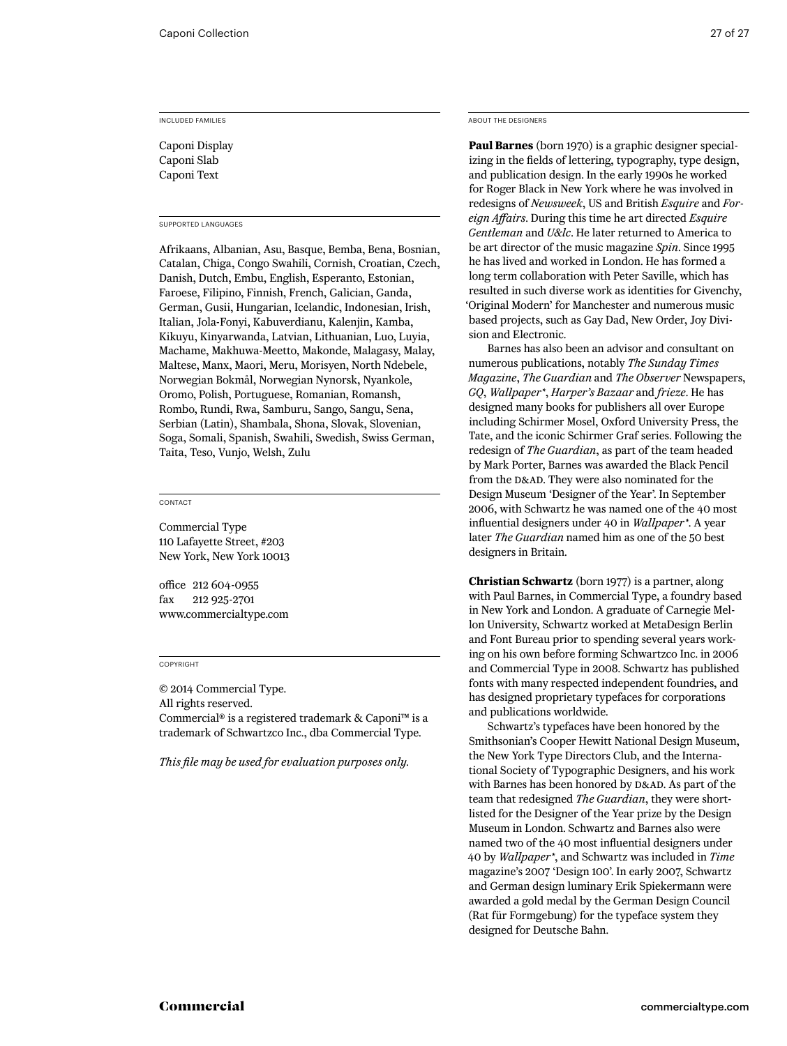## INCLUDED FAMILIES

Caponi Display
Caponi Slab
Caponi Text

## SUPPORTED LANGUAGES

Afrikaans, Albanian, Asu, Basque, Bemba, Bena, Bosnian, Catalan, Chiga, Congo Swahili, Cornish, Croatian, Czech, Danish, Dutch, Embu, English, Esperanto, Estonian, Faroese, Filipino, Finnish, French, Galician, Ganda, German, Gusii, Hungarian, Icelandic, Indonesian, Irish, Italian, Jola-Fonyi, Kabuverdianu, Kalenjin, Kamba, Kikuyu, Kinyarwanda, Latvian, Lithuanian, Luo, Luyia, Machame, Makhuwa-Meetto, Makonde, Malagasy, Malay, Maltese, Manx, Maori, Meru, Morisyen, North Ndebele, Norwegian Bokmål, Norwegian Nynorsk, Nyankole, Oromo, Polish, Portuguese, Romanian, Romansh, Rombo, Rundi, Rwa, Samburu, Sango, Sangu, Sena, Serbian (Latin), Shambala, Shona, Slovak, Slovenian, Soga, Somali, Spanish, Swahili, Swedish, Swiss German, Taita, Teso, Vunjo, Welsh, Zulu

## CONTACT

Commercial Type
110 Lafayette Street, #203
New York, New York 10013

office 212 604-0955
fax 212 925-2701
www.commercialtype.com

## COPYRIGHT

© 2014 Commercial Type.
All rights reserved.
Commercial® is a registered trademark & Caponi™ is a trademark of Schwartzco Inc., dba Commercial Type.

*This file may be used for evaluation purposes only.*

## ABOUT THE DESIGNERS

**Paul Barnes** (born 1970) is a graphic designer specializing in the fields of lettering, typography, type design, and publication design. In the early 1990s he worked for Roger Black in New York where he was involved in redesigns of *Newsweek*, US and British *Esquire* and *Foreign Affairs*. During this time he art directed *Esquire Gentleman* and *U&lc*. He later returned to America to be art director of the music magazine *Spin*. Since 1995 he has lived and worked in London. He has formed a long term collaboration with Peter Saville, which has resulted in such diverse work as identities for Givenchy, 'Original Modern' for Manchester and numerous music based projects, such as Gay Dad, New Order, Joy Division and Electronic.

Barnes has also been an advisor and consultant on numerous publications, notably *The Sunday Times Magazine*, *The Guardian* and *The Observer* Newspapers, *GQ*, *Wallpaper\**, *Harper's Bazaar* and *frieze*. He has designed many books for publishers all over Europe including Schirmer Mosel, Oxford University Press, the Tate, and the iconic Schirmer Graf series. Following the redesign of *The Guardian*, as part of the team headed by Mark Porter, Barnes was awarded the Black Pencil from the D&AD. They were also nominated for the Design Museum 'Designer of the Year'. In September 2006, with Schwartz he was named one of the 40 most influential designers under 40 in *Wallpaper\**. A year later *The Guardian* named him as one of the 50 best designers in Britain.

**Christian Schwartz** (born 1977) is a partner, along with Paul Barnes, in Commercial Type, a foundry based in New York and London. A graduate of Carnegie Mellon University, Schwartz worked at MetaDesign Berlin and Font Bureau prior to spending several years working on his own before forming Schwartzco Inc. in 2006 and Commercial Type in 2008. Schwartz has published fonts with many respected independent foundries, and has designed proprietary typefaces for corporations and publications worldwide.

Schwartz's typefaces have been honored by the Smithsonian's Cooper Hewitt National Design Museum, the New York Type Directors Club, and the International Society of Typographic Designers, and his work with Barnes has been honored by D&AD. As part of the team that redesigned *The Guardian*, they were shortlisted for the Designer of the Year prize by the Design Museum in London. Schwartz and Barnes also were named two of the 40 most influential designers under 40 by *Wallpaper\**, and Schwartz was included in *Time* magazine's 2007 'Design 100'. In early 2007, Schwartz and German design luminary Erik Spiekermann were awarded a gold medal by the German Design Council (Rat für Formgebung) for the typeface system they designed for Deutsche Bahn.